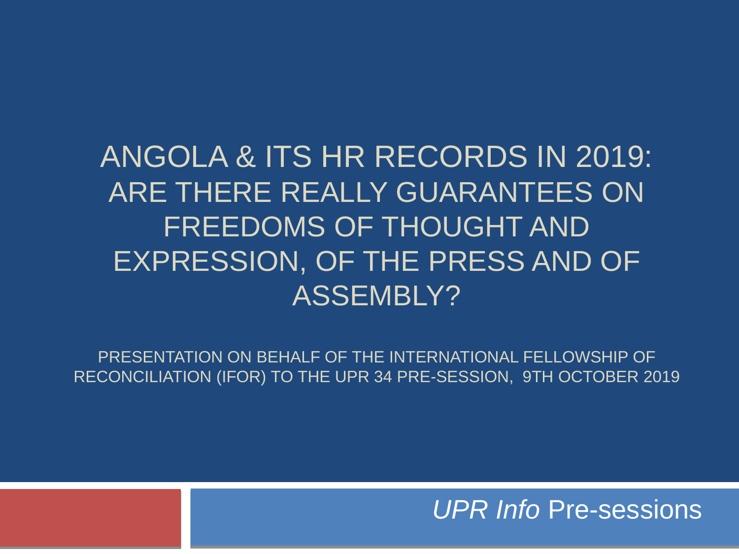# ANGOLA & ITS HR RECORDS IN 2019: ARE THERE REALLY GUARANTEES ON FREEDOMS OF THOUGHT AND EXPRESSION, OF THE PRESS AND OF ASSEMBLY?

PRESENTATION ON BEHALF OF THE INTERNATIONAL FELLOWSHIP OF RECONCILIATION (IFOR) TO THE UPR 34 PRE-SESSION, 9TH OCTOBER 2019

*UPR Info* Pre-sessions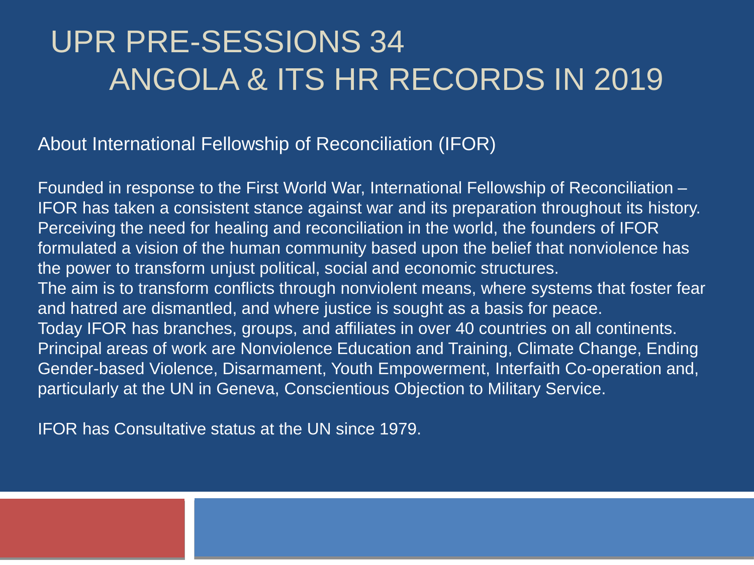# UPR PRE-SESSIONS 34 ANGOLA & ITS HR RECORDS IN 2019

About International Fellowship of Reconciliation (IFOR)

Founded in response to the First World War, International Fellowship of Reconciliation – IFOR has taken a consistent stance against war and its preparation throughout its history. Perceiving the need for healing and reconciliation in the world, the founders of IFOR formulated a vision of the human community based upon the belief that nonviolence has the power to transform unjust political, social and economic structures.
The aim is to transform conflicts through nonviolent means, where systems that foster fear and hatred are dismantled, and where justice is sought as a basis for peace.
Today IFOR has branches, groups, and affiliates in over 40 countries on all continents. Principal areas of work are Nonviolence Education and Training, Climate Change, Ending Gender-based Violence, Disarmament, Youth Empowerment, Interfaith Co-operation and, particularly at the UN in Geneva, Conscientious Objection to Military Service.

IFOR has Consultative status at the UN since 1979.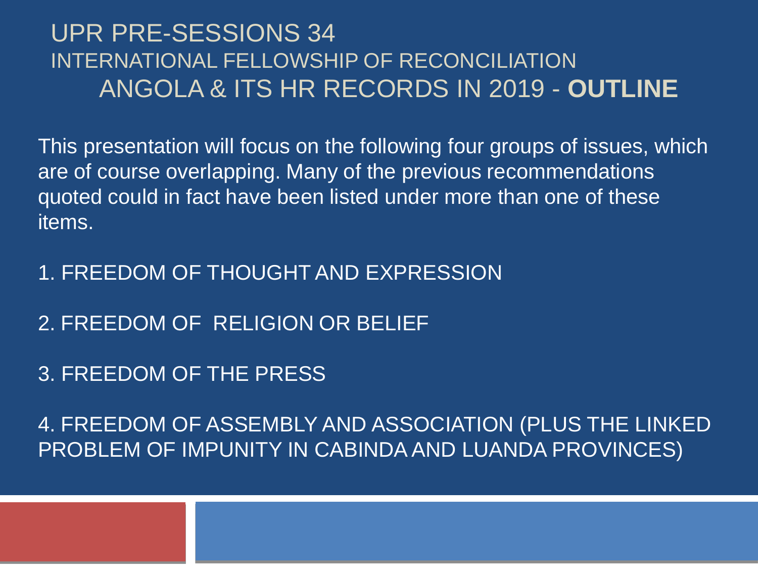# UPR PRE-SESSIONS 34
## INTERNATIONAL FELLOWSHIP OF RECONCILIATION
## ANGOLA & ITS HR RECORDS IN 2019 - **OUTLINE**

This presentation will focus on the following four groups of issues, which are of course overlapping. Many of the previous recommendations quoted could in fact have been listed under more than one of these items.

1. FREEDOM OF THOUGHT AND EXPRESSION

2. FREEDOM OF RELIGION OR BELIEF

3. FREEDOM OF THE PRESS

4. FREEDOM OF ASSEMBLY AND ASSOCIATION (PLUS THE LINKED PROBLEM OF IMPUNITY IN CABINDA AND LUANDA PROVINCES)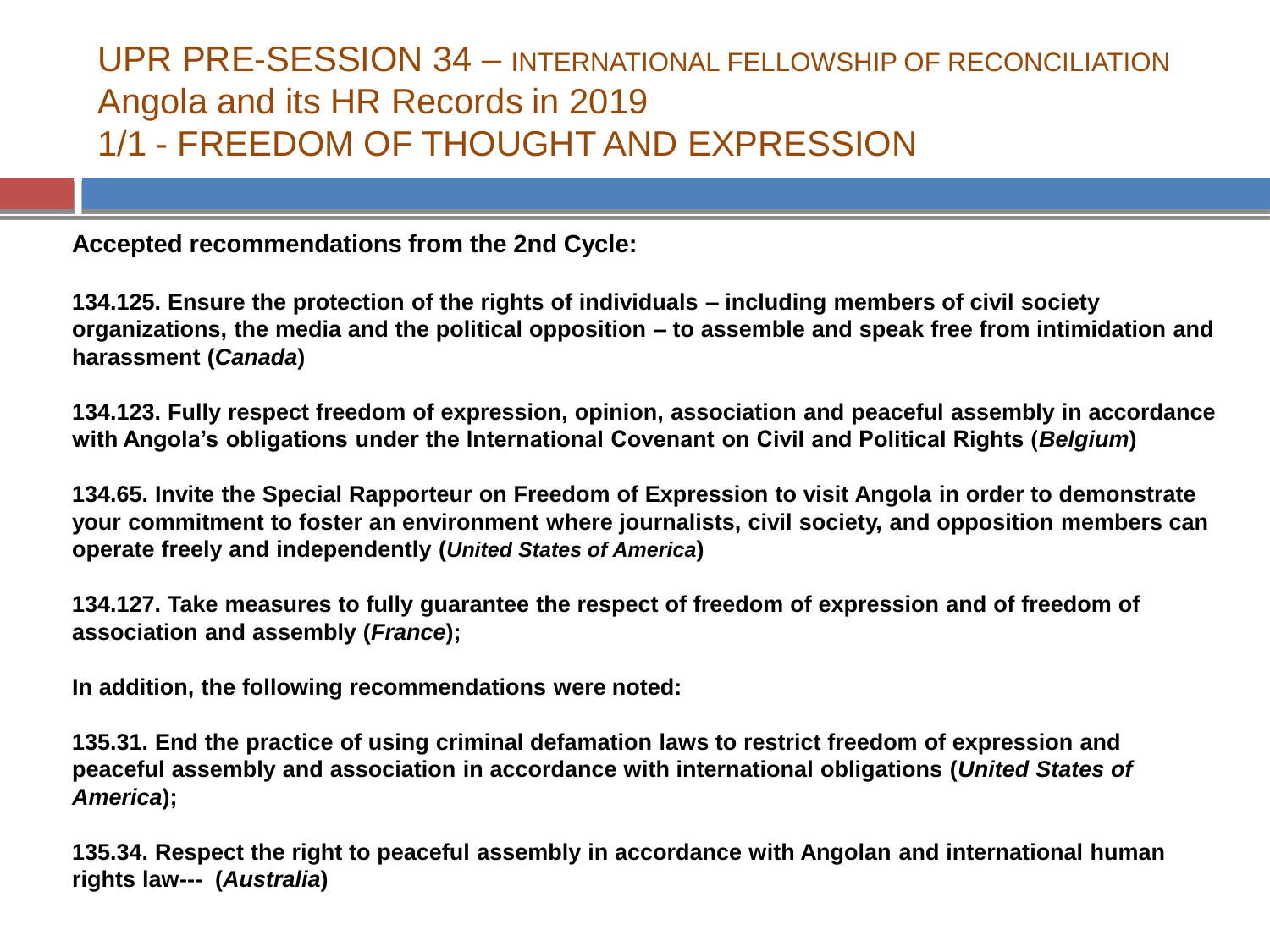# UPR PRE-SESSION 34 – INTERNATIONAL FELLOWSHIP OF RECONCILIATION
## Angola and its HR Records in 2019
## 1/1 - FREEDOM OF THOUGHT AND EXPRESSION

**Accepted recommendations from the 2nd Cycle:**

**134.125. Ensure the protection of the rights of individuals – including members of civil society organizations, the media and the political opposition – to assemble and speak free from intimidation and harassment (*Canada*)**

**134.123. Fully respect freedom of expression, opinion, association and peaceful assembly in accordance with Angola's obligations under the International Covenant on Civil and Political Rights (*Belgium*)**

**134.65. Invite the Special Rapporteur on Freedom of Expression to visit Angola in order to demonstrate your commitment to foster an environment where journalists, civil society, and opposition members can operate freely and independently (*United States of America*)**

**134.127. Take measures to fully guarantee the respect of freedom of expression and of freedom of association and assembly (*France*);**

**In addition, the following recommendations were noted:**

**135.31. End the practice of using criminal defamation laws to restrict freedom of expression and peaceful assembly and association in accordance with international obligations (*United States of America*);**

**135.34. Respect the right to peaceful assembly in accordance with Angolan and international human rights law--- (*Australia*)**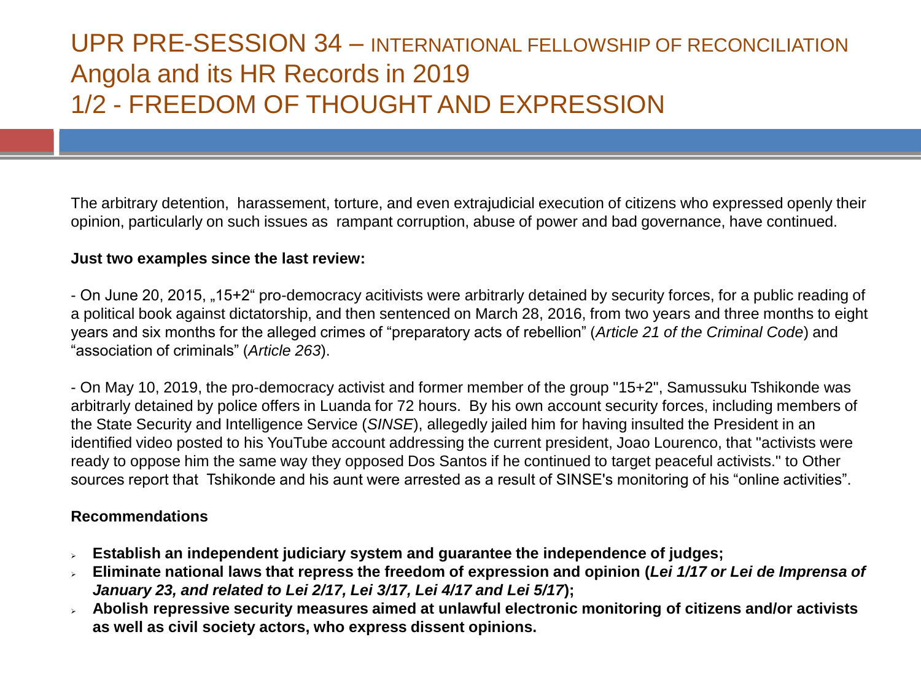# UPR PRE-SESSION 34 – INTERNATIONAL FELLOWSHIP OF RECONCILIATION
## Angola and its HR Records in 2019
## 1/2 - FREEDOM OF THOUGHT AND EXPRESSION

The arbitrary detention, harassement, torture, and even extrajudicial execution of citizens who expressed openly their opinion, particularly on such issues as rampant corruption, abuse of power and bad governance, have continued.

**Just two examples since the last review:**

- On June 20, 2015, „15+2“ pro-democracy acitivists were arbitrarly detained by security forces, for a public reading of a political book against dictatorship, and then sentenced on March 28, 2016, from two years and three months to eight years and six months for the alleged crimes of "preparatory acts of rebellion" (*Article 21 of the Criminal Code*) and "association of criminals" (*Article 263*).

- On May 10, 2019, the pro-democracy activist and former member of the group "15+2", Samussuku Tshikonde was arbitrarly detained by police offers in Luanda for 72 hours. By his own account security forces, including members of the State Security and Intelligence Service (*SINSE*), allegedly jailed him for having insulted the President in an identified video posted to his YouTube account addressing the current president, Joao Lourenco, that "activists were ready to oppose him the same way they opposed Dos Santos if he continued to target peaceful activists." to Other sources report that Tshikonde and his aunt were arrested as a result of SINSE's monitoring of his "online activities".

**Recommendations**

- **Establish an independent judiciary system and guarantee the independence of judges;**
- **Eliminate national laws that repress the freedom of expression and opinion (*Lei 1/17 or Lei de Imprensa of January 23, and related to Lei 2/17, Lei 3/17, Lei 4/17 and Lei 5/17*);**
- **Abolish repressive security measures aimed at unlawful electronic monitoring of citizens and/or activists as well as civil society actors, who express dissent opinions.**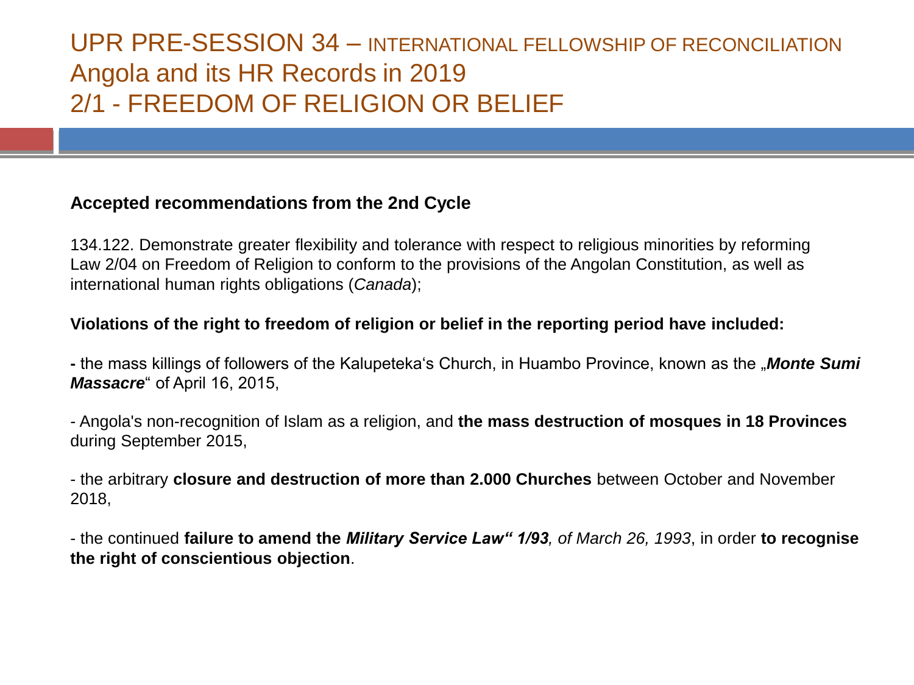# UPR PRE-SESSION 34 – INTERNATIONAL FELLOWSHIP OF RECONCILIATION
# Angola and its HR Records in 2019
# 2/1 - FREEDOM OF RELIGION OR BELIEF

**Accepted recommendations from the 2nd Cycle**

134.122. Demonstrate greater flexibility and tolerance with respect to religious minorities by reforming Law 2/04 on Freedom of Religion to conform to the provisions of the Angolan Constitution, as well as international human rights obligations (*Canada*);

**Violations of the right to freedom of religion or belief in the reporting period have included:**

**-** the mass killings of followers of the Kalupeteka's Church, in Huambo Province, known as the „***Monte Sumi Massacre***" of April 16, 2015,

- Angola's non-recognition of Islam as a religion, and **the mass destruction of mosques in 18 Provinces** during September 2015,

- the arbitrary **closure and destruction of more than 2.000 Churches** between October and November 2018,

- the continued **failure to amend the *Military Service Law" 1/93***, *of March 26, 1993*, in order **to recognise the right of conscientious objection**.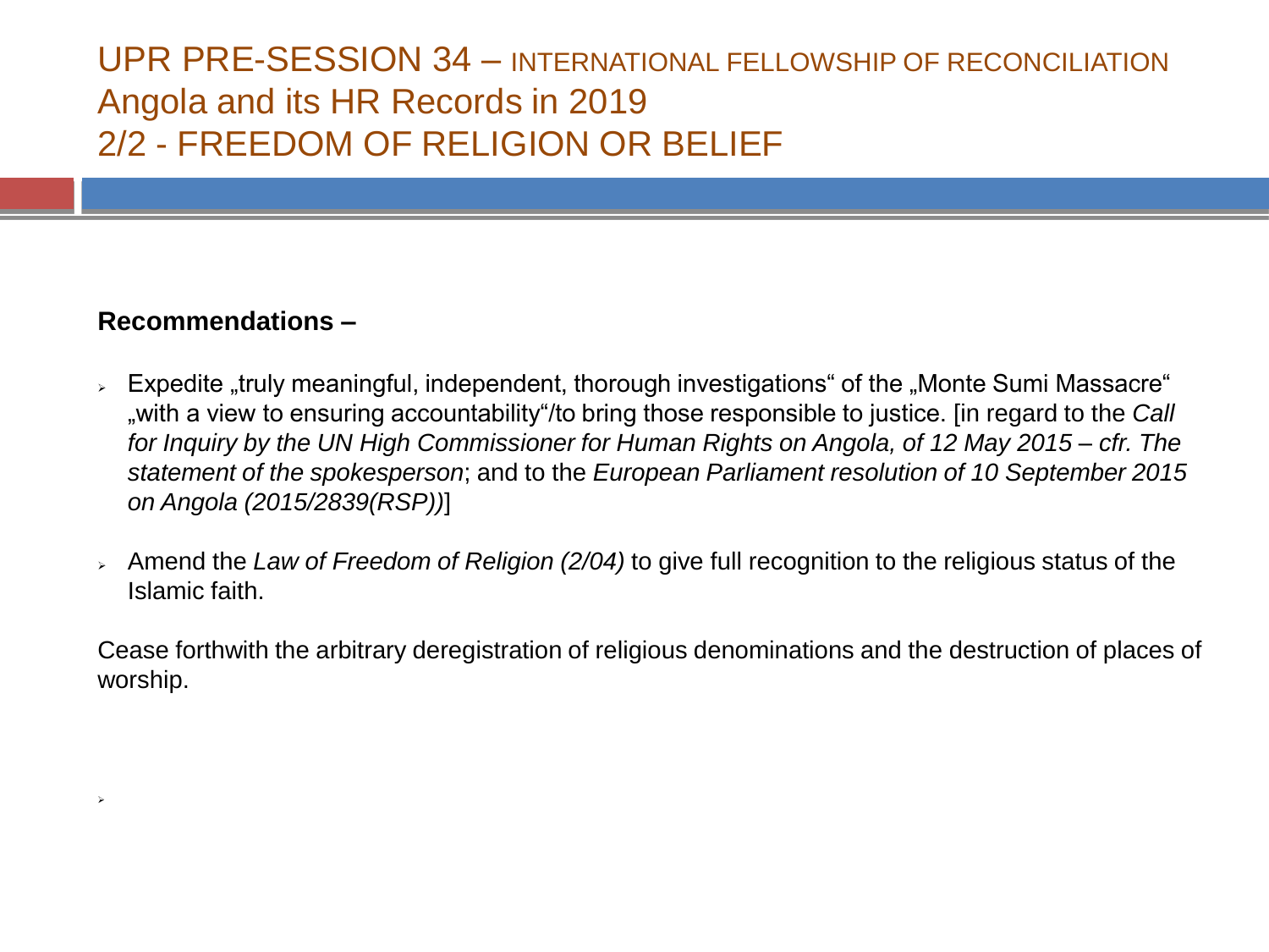# UPR PRE-SESSION 34 – INTERNATIONAL FELLOWSHIP OF RECONCILIATION
## Angola and its HR Records in 2019
## 2/2 - FREEDOM OF RELIGION OR BELIEF

**Recommendations –**

- Expedite „truly meaningful, independent, thorough investigations“ of the „Monte Sumi Massacre“ „with a view to ensuring accountability“/to bring those responsible to justice. [in regard to the *Call for Inquiry by the UN High Commissioner for Human Rights on Angola, of 12 May 2015 – cfr. The statement of the spokesperson*; and to the *European Parliament resolution of 10 September 2015 on Angola (2015/2839(RSP))*]

- Amend the *Law of Freedom of Religion (2/04)* to give full recognition to the religious status of the Islamic faith.

Cease forthwith the arbitrary deregistration of religious denominations and the destruction of places of worship.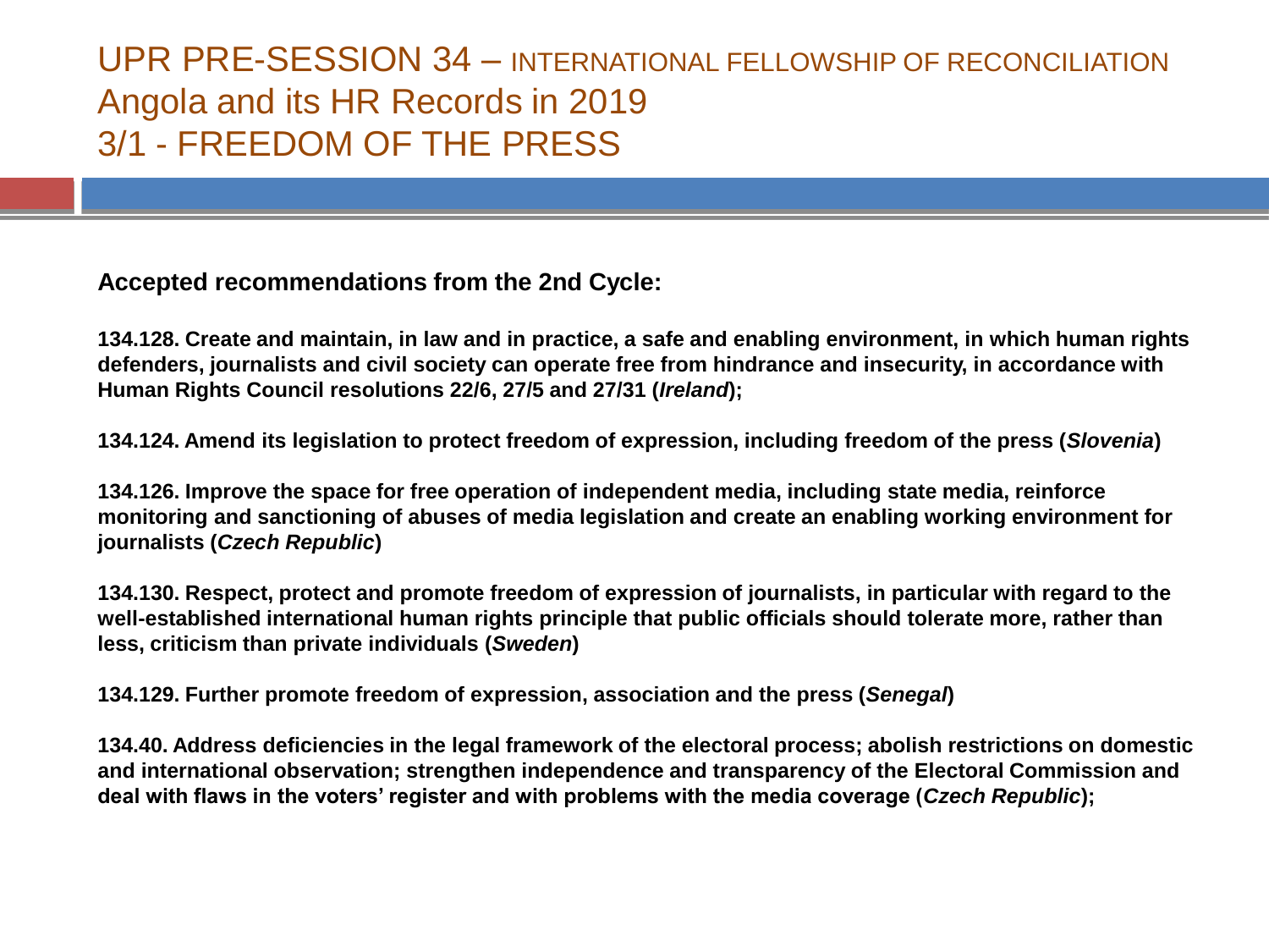# UPR PRE-SESSION 34 – INTERNATIONAL FELLOWSHIP OF RECONCILIATION
# Angola and its HR Records in 2019
# 3/1 - FREEDOM OF THE PRESS

**Accepted recommendations from the 2nd Cycle:**

**134.128. Create and maintain, in law and in practice, a safe and enabling environment, in which human rights defenders, journalists and civil society can operate free from hindrance and insecurity, in accordance with Human Rights Council resolutions 22/6, 27/5 and 27/31 (*Ireland*);**

**134.124. Amend its legislation to protect freedom of expression, including freedom of the press (*Slovenia*)**

**134.126. Improve the space for free operation of independent media, including state media, reinforce monitoring and sanctioning of abuses of media legislation and create an enabling working environment for journalists (*Czech Republic*)**

**134.130. Respect, protect and promote freedom of expression of journalists, in particular with regard to the well-established international human rights principle that public officials should tolerate more, rather than less, criticism than private individuals (*Sweden*)**

**134.129. Further promote freedom of expression, association and the press (*Senegal*)**

**134.40. Address deficiencies in the legal framework of the electoral process; abolish restrictions on domestic and international observation; strengthen independence and transparency of the Electoral Commission and deal with flaws in the voters' register and with problems with the media coverage (*Czech Republic*);**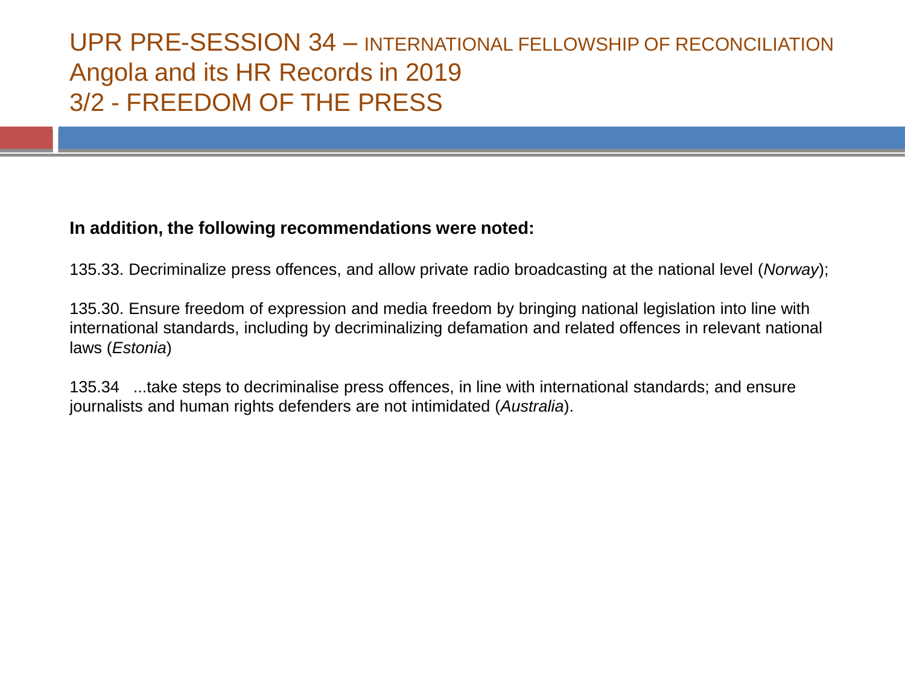# UPR PRE-SESSION 34 – INTERNATIONAL FELLOWSHIP OF RECONCILIATION
## Angola and its HR Records in 2019
## 3/2 - FREEDOM OF THE PRESS

**In addition, the following recommendations were noted:**

135.33. Decriminalize press offences, and allow private radio broadcasting at the national level (*Norway*);

135.30. Ensure freedom of expression and media freedom by bringing national legislation into line with international standards, including by decriminalizing defamation and related offences in relevant national laws (*Estonia*)

135.34 ...take steps to decriminalise press offences, in line with international standards; and ensure journalists and human rights defenders are not intimidated (*Australia*).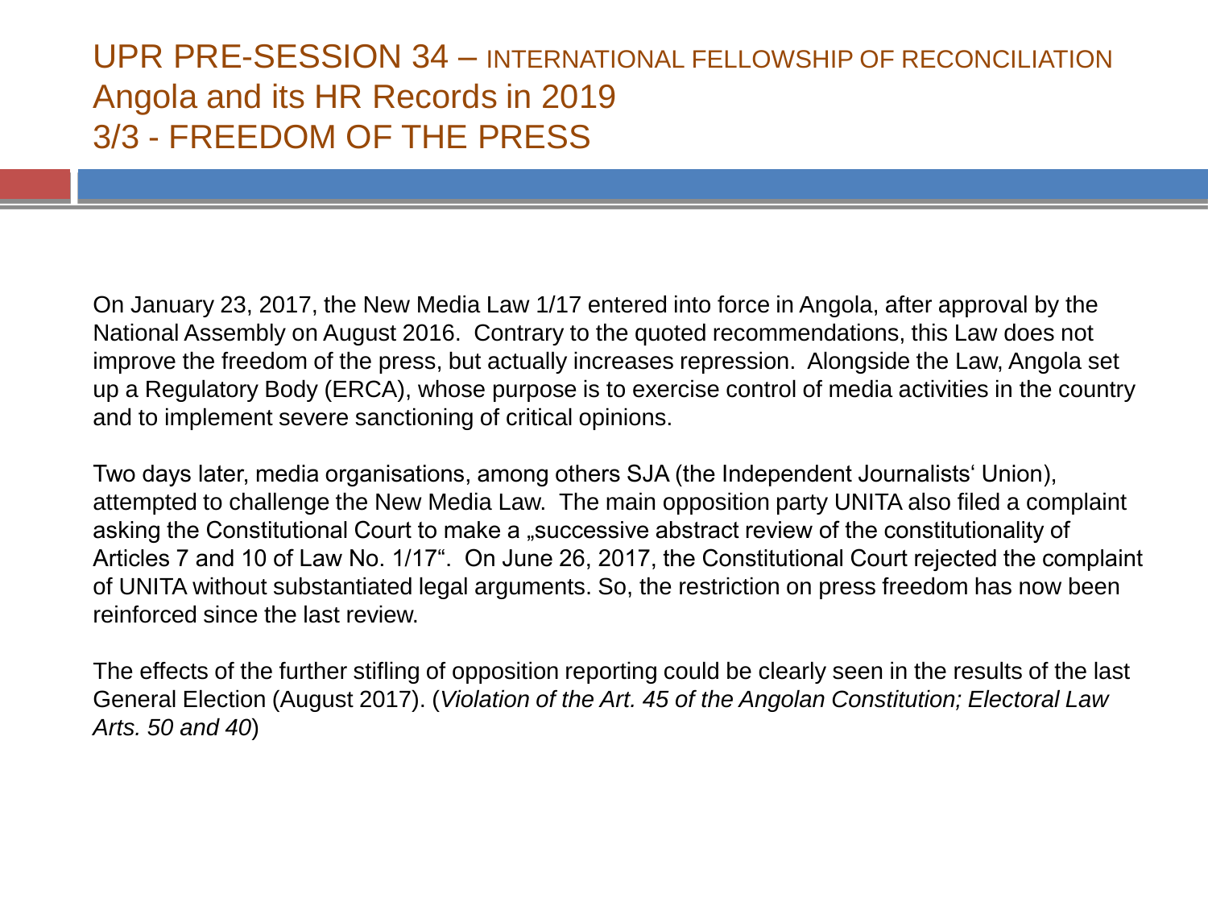# UPR PRE-SESSION 34 – INTERNATIONAL FELLOWSHIP OF RECONCILIATION

## Angola and its HR Records in 2019

## 3/3 - FREEDOM OF THE PRESS

On January 23, 2017, the New Media Law 1/17 entered into force in Angola, after approval by the National Assembly on August 2016. Contrary to the quoted recommendations, this Law does not improve the freedom of the press, but actually increases repression. Alongside the Law, Angola set up a Regulatory Body (ERCA), whose purpose is to exercise control of media activities in the country and to implement severe sanctioning of critical opinions.

Two days later, media organisations, among others SJA (the Independent Journalists' Union), attempted to challenge the New Media Law. The main opposition party UNITA also filed a complaint asking the Constitutional Court to make a „successive abstract review of the constitutionality of Articles 7 and 10 of Law No. 1/17". On June 26, 2017, the Constitutional Court rejected the complaint of UNITA without substantiated legal arguments. So, the restriction on press freedom has now been reinforced since the last review.

The effects of the further stifling of opposition reporting could be clearly seen in the results of the last General Election (August 2017). (*Violation of the Art. 45 of the Angolan Constitution; Electoral Law Arts. 50 and 40*)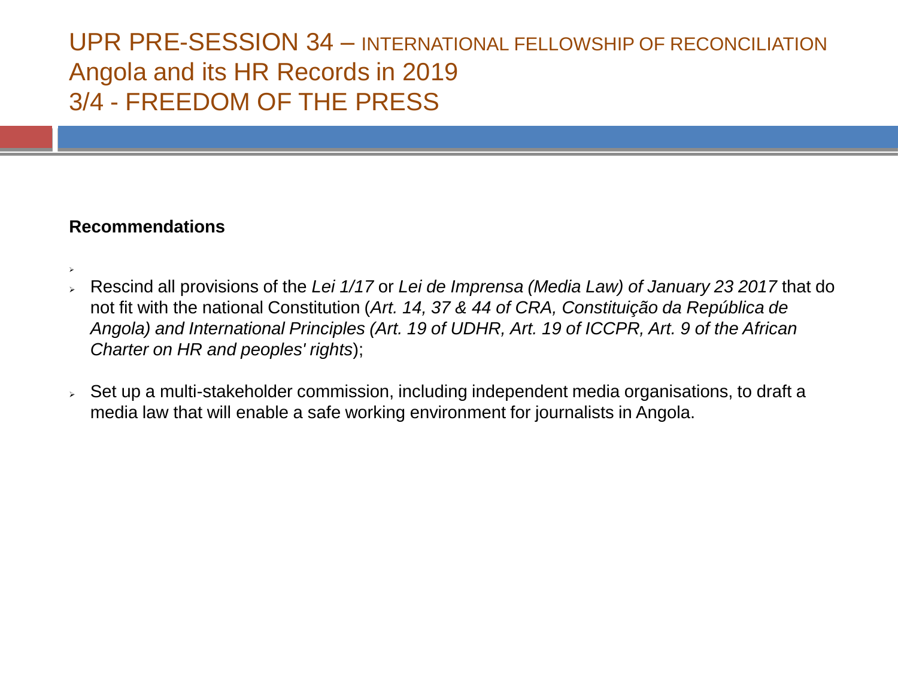# UPR PRE-SESSION 34 – INTERNATIONAL FELLOWSHIP OF RECONCILIATION
# Angola and its HR Records in 2019
# 3/4 - FREEDOM OF THE PRESS

**Recommendations**

- Rescind all provisions of the *Lei 1/17* or *Lei de Imprensa (Media Law) of January 23 2017* that do not fit with the national Constitution (*Art. 14, 37 & 44 of CRA, Constituição da República de Angola) and International Principles (Art. 19 of UDHR, Art. 19 of ICCPR, Art. 9 of the African Charter on HR and peoples' rights*);

- Set up a multi-stakeholder commission, including independent media organisations, to draft a media law that will enable a safe working environment for journalists in Angola.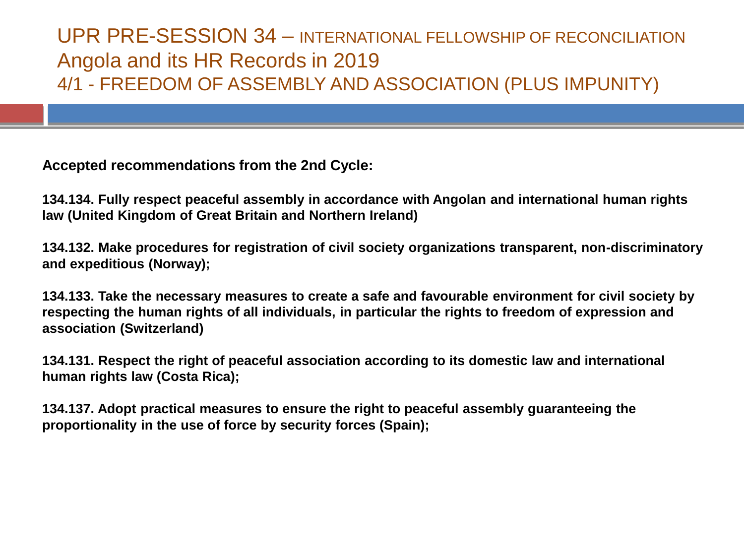# UPR PRE-SESSION 34 – INTERNATIONAL FELLOWSHIP OF RECONCILIATION
## Angola and its HR Records in 2019
## 4/1 - FREEDOM OF ASSEMBLY AND ASSOCIATION (PLUS IMPUNITY)

**Accepted recommendations from the 2nd Cycle:**

**134.134. Fully respect peaceful assembly in accordance with Angolan and international human rights law (United Kingdom of Great Britain and Northern Ireland)**

**134.132. Make procedures for registration of civil society organizations transparent, non-discriminatory and expeditious (Norway);**

**134.133. Take the necessary measures to create a safe and favourable environment for civil society by respecting the human rights of all individuals, in particular the rights to freedom of expression and association (Switzerland)**

**134.131. Respect the right of peaceful association according to its domestic law and international human rights law (Costa Rica);**

**134.137. Adopt practical measures to ensure the right to peaceful assembly guaranteeing the proportionality in the use of force by security forces (Spain);**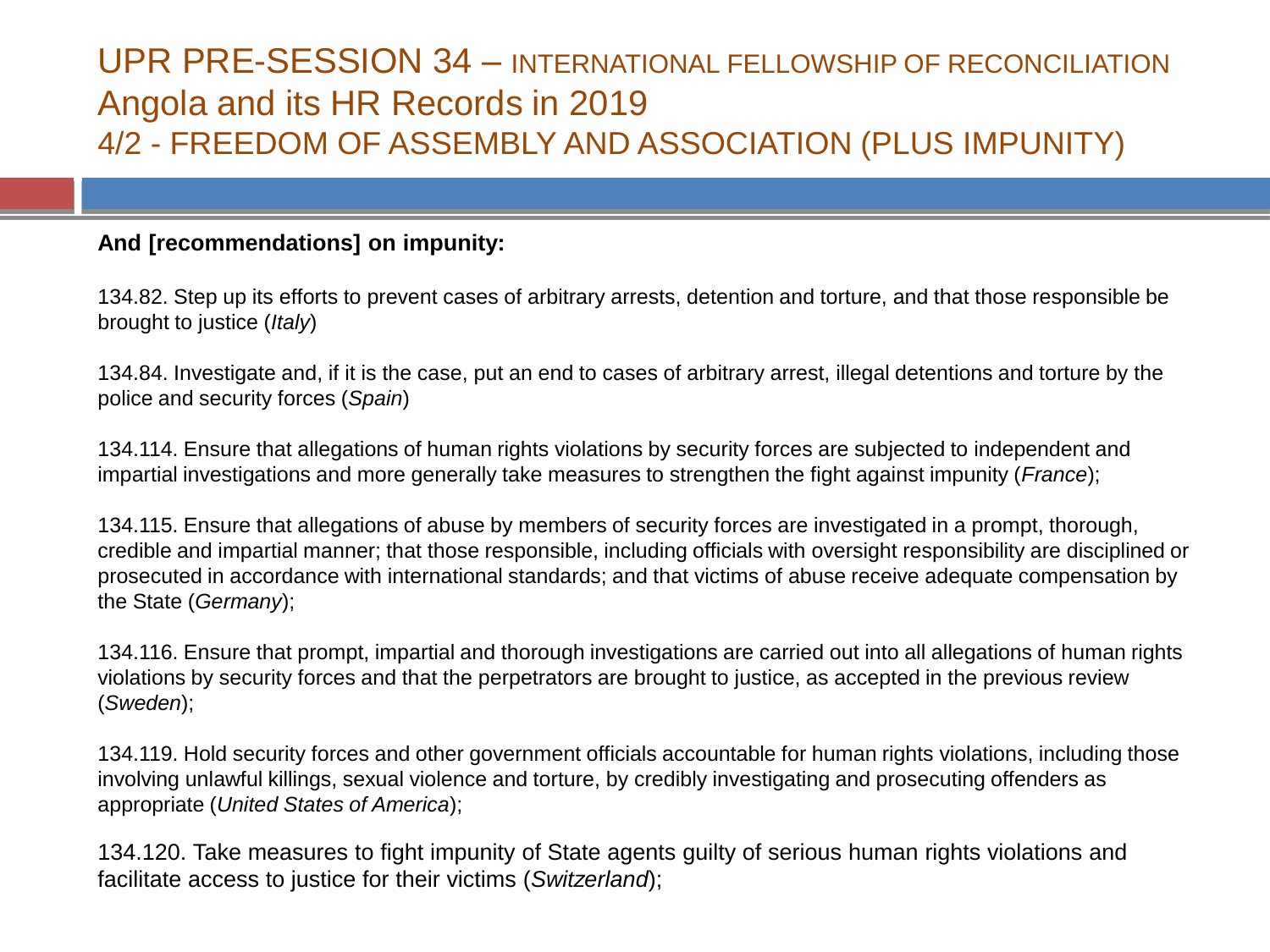# UPR PRE-SESSION 34 – INTERNATIONAL FELLOWSHIP OF RECONCILIATION
## Angola and its HR Records in 2019
## 4/2 - FREEDOM OF ASSEMBLY AND ASSOCIATION (PLUS IMPUNITY)

**And [recommendations] on impunity:**

134.82. Step up its efforts to prevent cases of arbitrary arrests, detention and torture, and that those responsible be brought to justice (*Italy*)

134.84. Investigate and, if it is the case, put an end to cases of arbitrary arrest, illegal detentions and torture by the police and security forces (*Spain*)

134.114. Ensure that allegations of human rights violations by security forces are subjected to independent and impartial investigations and more generally take measures to strengthen the fight against impunity (*France*);

134.115. Ensure that allegations of abuse by members of security forces are investigated in a prompt, thorough, credible and impartial manner; that those responsible, including officials with oversight responsibility are disciplined or prosecuted in accordance with international standards; and that victims of abuse receive adequate compensation by the State (*Germany*);

134.116. Ensure that prompt, impartial and thorough investigations are carried out into all allegations of human rights violations by security forces and that the perpetrators are brought to justice, as accepted in the previous review (*Sweden*);

134.119. Hold security forces and other government officials accountable for human rights violations, including those involving unlawful killings, sexual violence and torture, by credibly investigating and prosecuting offenders as appropriate (*United States of America*);

134.120. Take measures to fight impunity of State agents guilty of serious human rights violations and facilitate access to justice for their victims (*Switzerland*);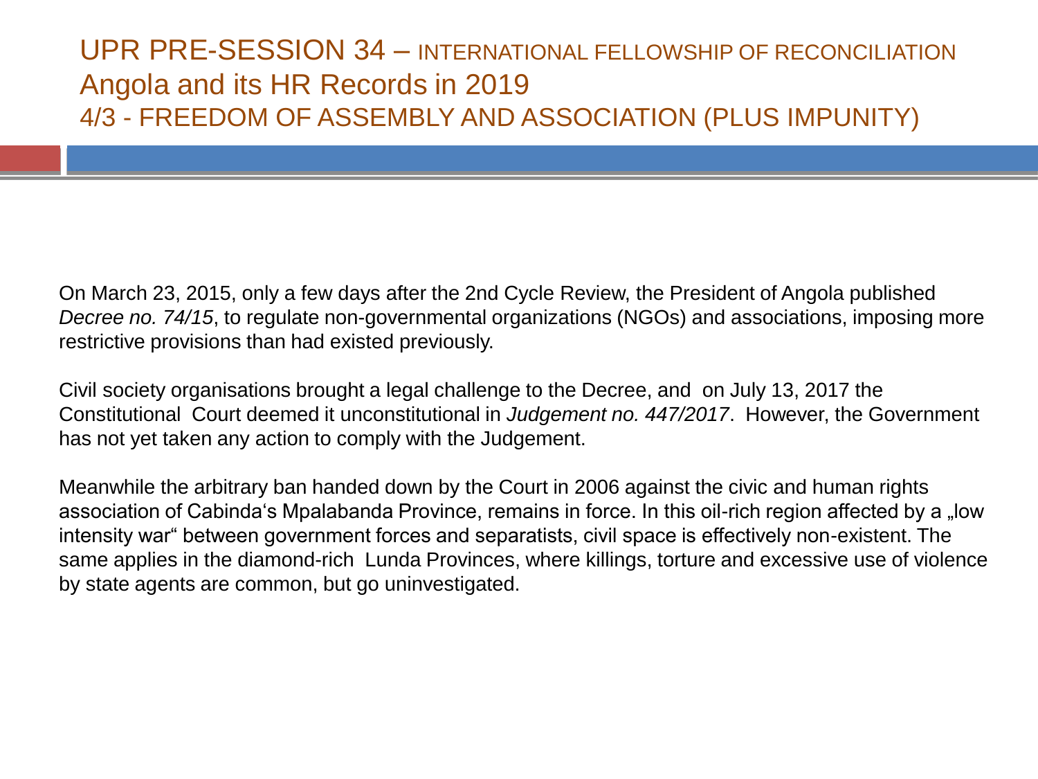# UPR PRE-SESSION 34 – INTERNATIONAL FELLOWSHIP OF RECONCILIATION
## Angola and its HR Records in 2019
## 4/3 - FREEDOM OF ASSEMBLY AND ASSOCIATION (PLUS IMPUNITY)

On March 23, 2015, only a few days after the 2nd Cycle Review, the President of Angola published *Decree no. 74/15*, to regulate non-governmental organizations (NGOs) and associations, imposing more restrictive provisions than had existed previously.

Civil society organisations brought a legal challenge to the Decree, and on July 13, 2017 the Constitutional Court deemed it unconstitutional in *Judgement no. 447/2017*. However, the Government has not yet taken any action to comply with the Judgement.

Meanwhile the arbitrary ban handed down by the Court in 2006 against the civic and human rights association of Cabinda's Mpalabanda Province, remains in force. In this oil-rich region affected by a „low intensity war" between government forces and separatists, civil space is effectively non-existent. The same applies in the diamond-rich Lunda Provinces, where killings, torture and excessive use of violence by state agents are common, but go uninvestigated.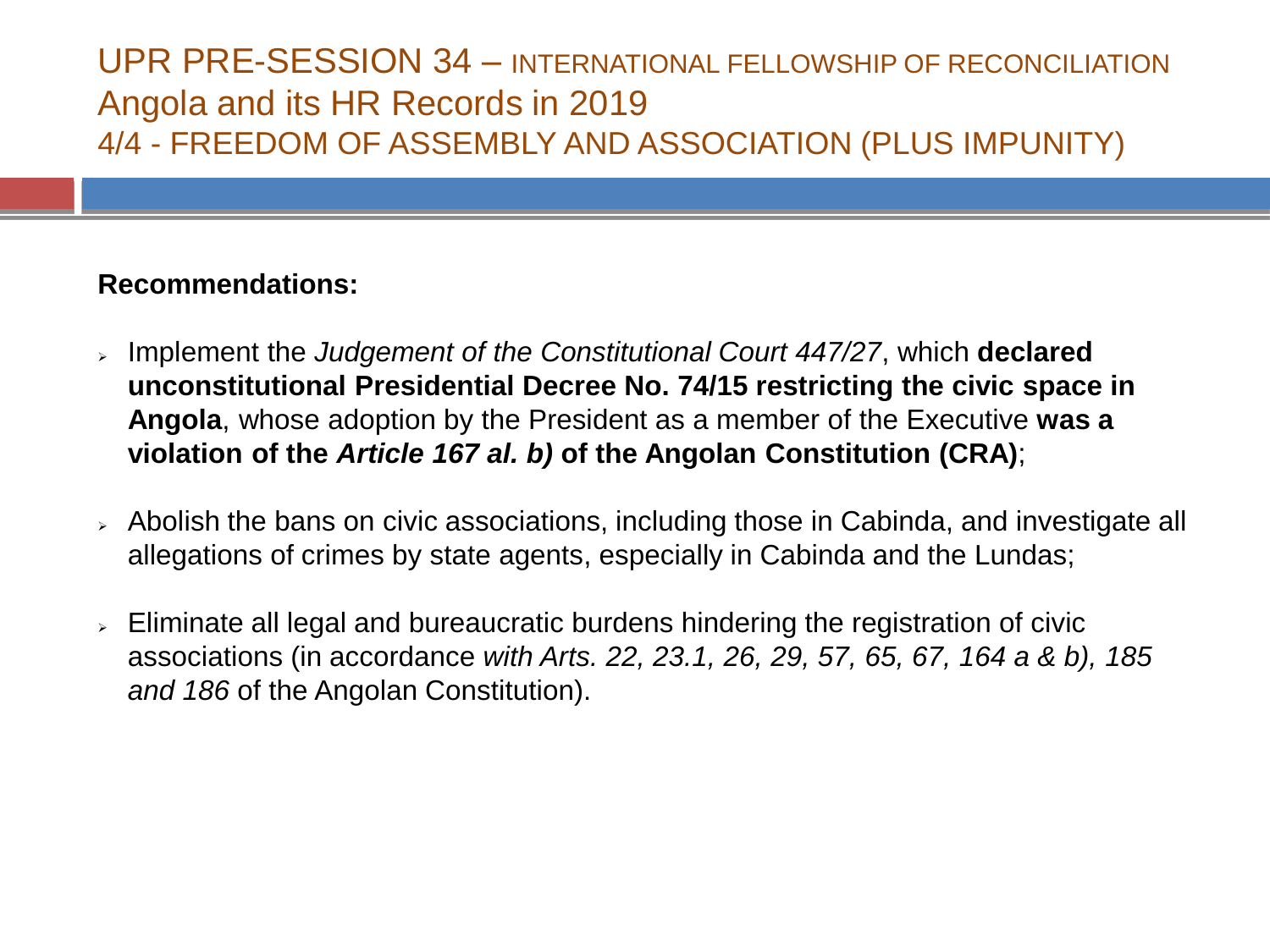# UPR PRE-SESSION 34 – INTERNATIONAL FELLOWSHIP OF RECONCILIATION

## Angola and its HR Records in 2019

## 4/4 - FREEDOM OF ASSEMBLY AND ASSOCIATION (PLUS IMPUNITY)

**Recommendations:**

- Implement the *Judgement of the Constitutional Court 447/27*, which **declared unconstitutional Presidential Decree No. 74/15 restricting the civic space in Angola**, whose adoption by the President as a member of the Executive **was a violation of the *Article 167 al. b)* of the Angolan Constitution (CRA)**;
- Abolish the bans on civic associations, including those in Cabinda, and investigate all allegations of crimes by state agents, especially in Cabinda and the Lundas;
- Eliminate all legal and bureaucratic burdens hindering the registration of civic associations (in accordance *with Arts. 22, 23.1, 26, 29, 57, 65, 67, 164 a & b), 185 and 186* of the Angolan Constitution).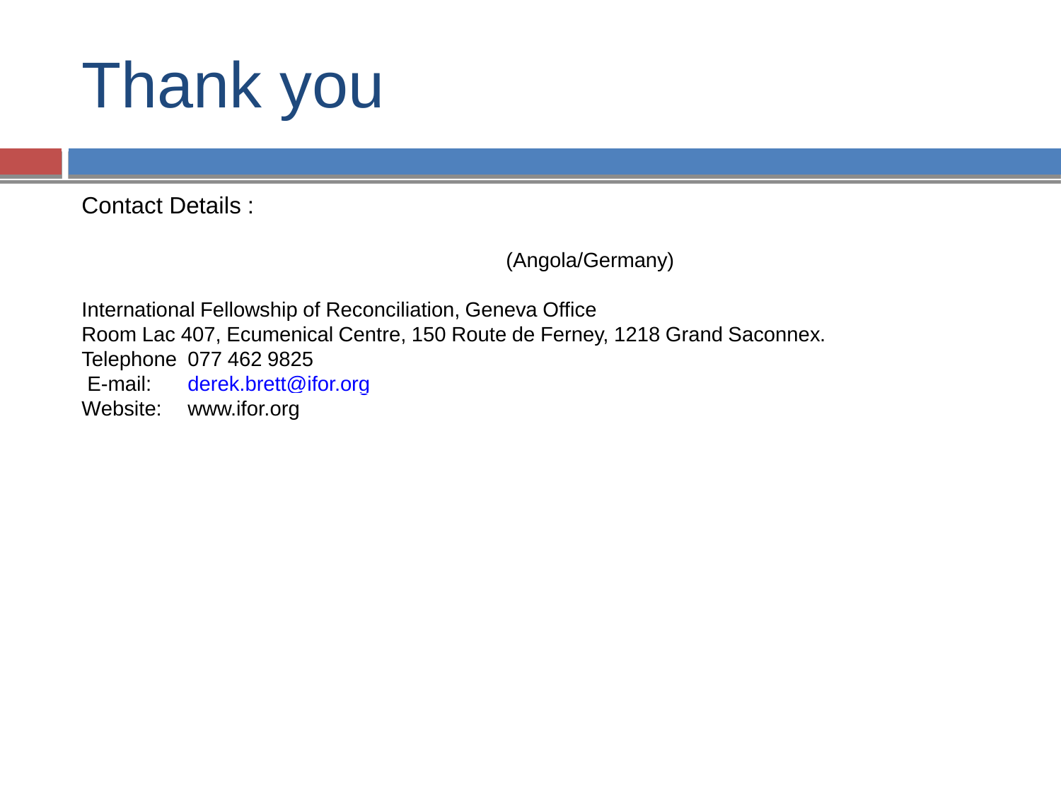# Thank you

Contact Details :

(Angola/Germany)

International Fellowship of Reconciliation, Geneva Office
Room Lac 407, Ecumenical Centre, 150 Route de Ferney, 1218 Grand Saconnex.
Telephone 077 462 9825
E-mail: derek.brett@ifor.org
Website: www.ifor.org